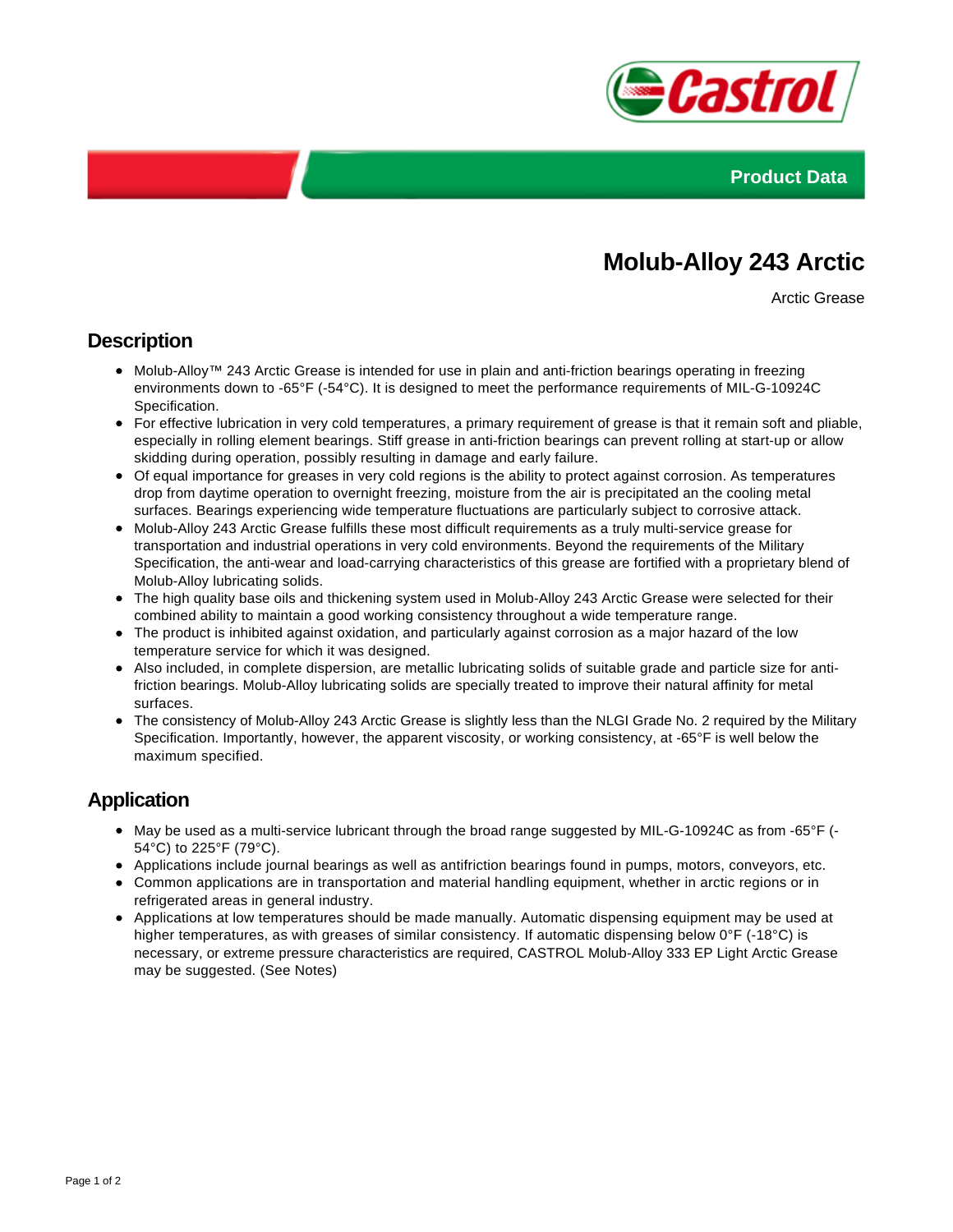Product Data

# Molub-Alloy 243 Arctic

Arctic Grease

## Description

- Molub-Alloy™ 243 Arctic Grease is intended for use in plain and anti-friction bearings operating in freezing environments down to -65°F (-54°C). It is designed to meet the performance requirements of MIL-G-10924C Specification.
- For effective lubrication in very cold temperatures, a primary requirement of grease is that it remain soft and pliable, especially in rolling element bearings. Stiff grease in anti-friction bearings can prevent rolling at start-up or allow skidding during operation, possibly resulting in damage and early failure.
- Of equal importance for greases in very cold regions is the ability to protect against corrosion. As temperatures drop from daytime operation to overnight freezing, moisture from the air is precipitated an the cooling metal surfaces. Bearings experiencing wide temperature fluctuations are particularly subject to corrosive attack.
- Molub-Alloy 243 Arctic Grease fulfills these most difficult requirements as a truly multi-service grease for transportation and industrial operations in very cold environments. Beyond the requirements of the Military Specification, the anti-wear and load-carrying characteristics of this grease are fortified with a proprietary blend of Molub-Alloy lubricating solids.
- The high quality base oils and thickening system used in Molub-Alloy 243 Arctic Grease were selected for their combined ability to maintain a good working consistency throughout a wide temperature range.
- The product is inhibited against oxidation, and particularly against corrosion as a major hazard of the low temperature service for which it was designed.
- Also included, in complete dispersion, are metallic lubricating solids of suitable grade and particle size for anti-friction bearings. Molub-Alloy lubricating solids are specially treated to improve their natural affinity for metal surfaces.
- The consistency of Molub-Alloy 243 Arctic Grease is slightly less than the NLGI Grade No. 2 required by the Military Specification. Importantly, however, the apparent viscosity, or working consistency, at -65°F is well below the maximum specified.

## Application

- May be used as a multi-service lubricant through the broad range suggested by MIL-G-10924C as from -65°F (-54°C) to 225°F (79°C).
- Applications include journal bearings as well as antifriction bearings found in pumps, motors, conveyors, etc.
- Common applications are in transportation and material handling equipment, whether in arctic regions or in refrigerated areas in general industry.
- Applications at low temperatures should be made manually. Automatic dispensing equipment may be used at higher temperatures, as with greases of similar consistency. If automatic dispensing below 0°F (-18°C) is necessary, or extreme pressure characteristics are required, CASTROL Molub-Alloy 333 EP Light Arctic Grease may be suggested. (See Notes)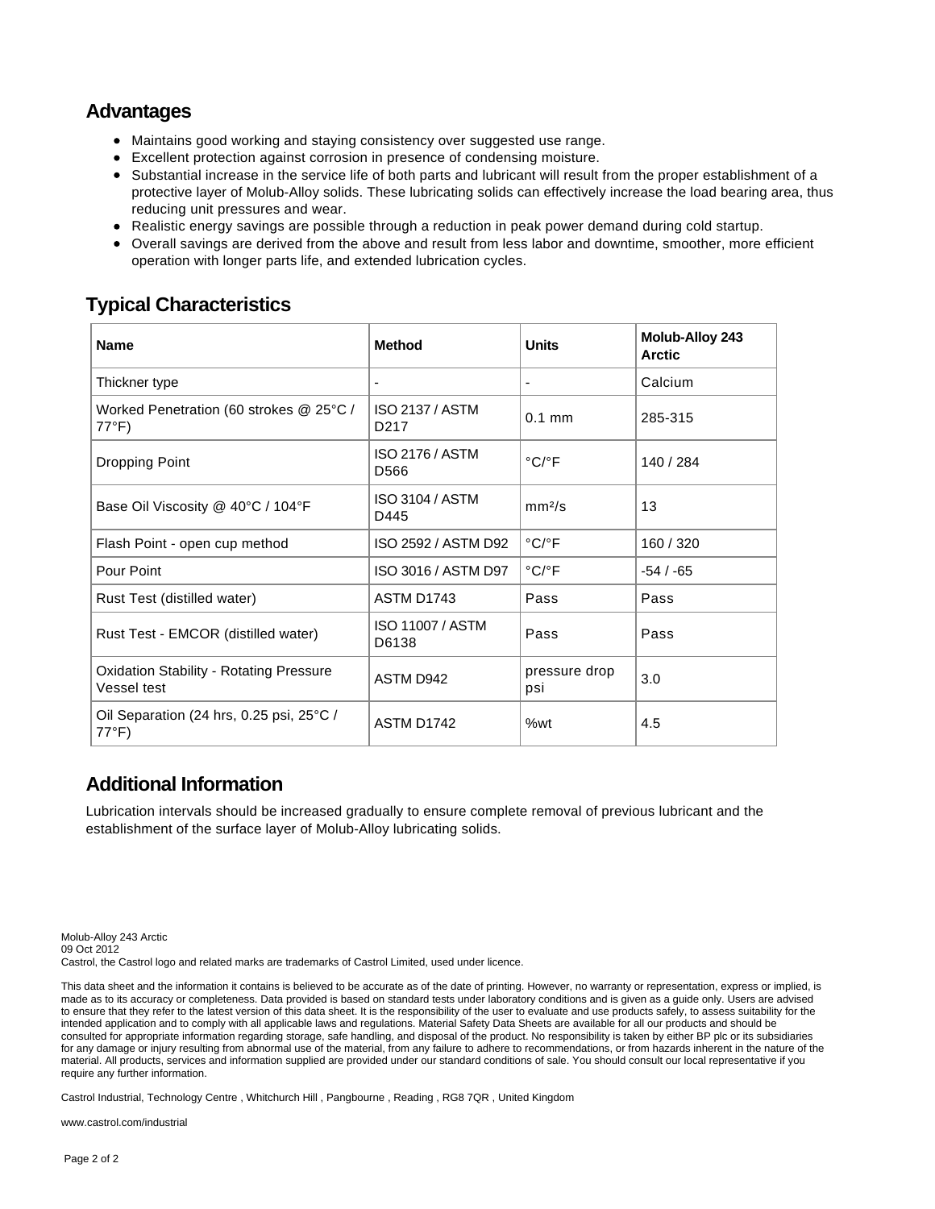## Advantages

- Maintains good working and staying consistency over suggested use range.
- Excellent protection against corrosion in presence of condensing moisture.
- Substantial increase in the service life of both parts and lubricant will result from the proper establishment of a protective layer of Molub-Alloy solids. These lubricating solids can effectively increase the load bearing area, thus reducing unit pressures and wear.
- Realistic energy savings are possible through a reduction in peak power demand during cold startup.
- Overall savings are derived from the above and result from less labor and downtime, smoother, more efficient operation with longer parts life, and extended lubrication cycles.

## Typical Characteristics

| Name | Method | Units | Molub-Alloy 243 Arctic |
|---|---|---|---|
| Thickner type | - | - | Calcium |
| Worked Penetration (60 strokes @ 25°C / 77°F) | ISO 2137 / ASTM D217 | 0.1 mm | 285-315 |
| Dropping Point | ISO 2176 / ASTM D566 | °C/°F | 140 / 284 |
| Base Oil Viscosity @ 40°C / 104°F | ISO 3104 / ASTM D445 | $mm^2/s$ | 13 |
| Flash Point - open cup method | ISO 2592 / ASTM D92 | °C/°F | 160 / 320 |
| Pour Point | ISO 3016 / ASTM D97 | °C/°F | -54 / -65 |
| Rust Test (distilled water) | ASTM D1743 | Pass | Pass |
| Rust Test - EMCOR (distilled water) | ISO 11007 / ASTM D6138 | Pass | Pass |
| Oxidation Stability - Rotating Pressure Vessel test | ASTM D942 | pressure drop psi | 3.0 |
| Oil Separation (24 hrs, 0.25 psi, 25°C / 77°F) | ASTM D1742 | %wt | 4.5 |

## Additional Information

Lubrication intervals should be increased gradually to ensure complete removal of previous lubricant and the establishment of the surface layer of Molub-Alloy lubricating solids.

Molub-Alloy 243 Arctic
09 Oct 2012
Castrol, the Castrol logo and related marks are trademarks of Castrol Limited, used under licence.

This data sheet and the information it contains is believed to be accurate as of the date of printing. However, no warranty or representation, express or implied, is made as to its accuracy or completeness. Data provided is based on standard tests under laboratory conditions and is given as a guide only. Users are advised to ensure that they refer to the latest version of this data sheet. It is the responsibility of the user to evaluate and use products safely, to assess suitability for the intended application and to comply with all applicable laws and regulations. Material Safety Data Sheets are available for all our products and should be consulted for appropriate information regarding storage, safe handling, and disposal of the product. No responsibility is taken by either BP plc or its subsidiaries for any damage or injury resulting from abnormal use of the material, from any failure to adhere to recommendations, or from hazards inherent in the nature of the material. All products, services and information supplied are provided under our standard conditions of sale. You should consult our local representative if you require any further information.

Castrol Industrial, Technology Centre , Whitchurch Hill , Pangbourne , Reading , RG8 7QR , United Kingdom

www.castrol.com/industrial